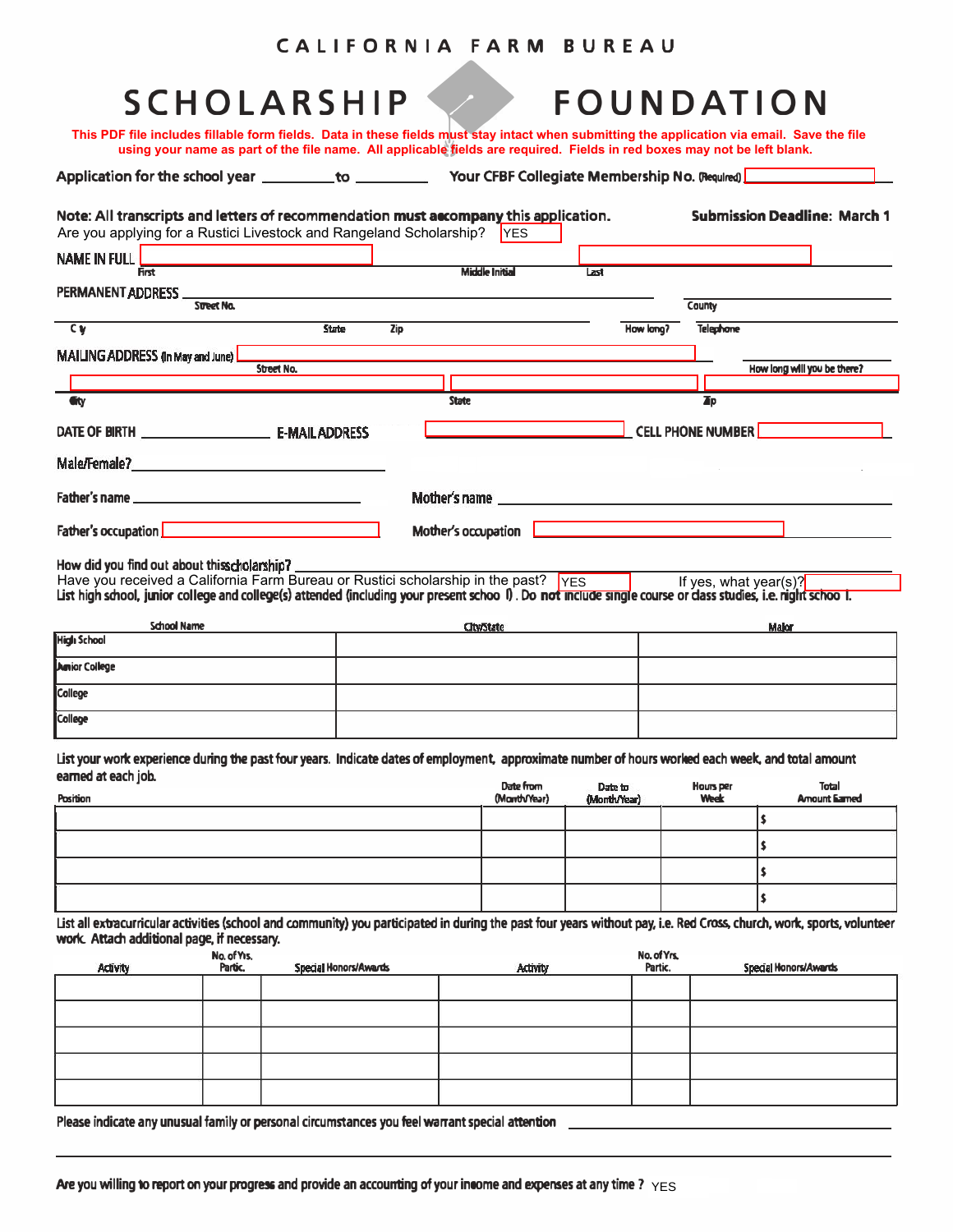CALIFORNIA FARM BUREAU

# SCHOLARSHIP FOUNDATION

**This PDF file includes fillable form fields. Data in these fields must stay intact when submitting the application via email. Save the file using your name as part of the file name. All applicable fields are required. Fields in red boxes may not be left blank.**

**Application for the school year** __________ **to** __________ **Your CFBF Collegiate Membership No.** (Required) __________

**Note: All transcripts and letters of recommendation must accompany this application.** **Submission Deadline: March 1**

Are you applying for a Rustici Livestock and Rangeland Scholarship? YES

NAME IN FULL __________ __________ __________
First Middle Initial Last

PERMANENT ADDRESS __________ __________
Street No. County

__________ __________ __________ __________ __________
City State Zip How long? Telephone

MAILING ADDRESS (In May and June) __________ __________
Street No. How long will you be there?

__________ __________ __________
City State Zip

DATE OF BIRTH __________ E-MAIL ADDRESS __________ CELL PHONE NUMBER __________

Male/Female? __________

Father's name __________ Mother's name __________

Father's occupation __________ Mother's occupation __________

How did you find out about this scholarship? __________

Have you received a California Farm Bureau or Rustici scholarship in the past? YES If yes, what year(s)? __________

List high school, junior college and college(s) attended (including your present school). Do not include single course or class studies, i.e. night school.

| School Name | City/State | Major |
|---|---|---|
| High School | | |
| Junior College | | |
| College | | |
| College | | |

List your work experience during the past four years. Indicate dates of employment, approximate number of hours worked each week, and total amount earned at each job.

| Position | Date from (Month/Year) | Date to (Month/Year) | Hours per Week | Total Amount Earned |
|---|---|---|---|---|
| | | | | $ |
| | | | | $ |
| | | | | $ |
| | | | | $ |

List all extracurricular activities (school and community) you participated in during the past four years without pay, i.e. Red Cross, church, work, sports, volunteer work. Attach additional page, if necessary.

| Activity | No. of Yrs. Partic. | Special Honors/Awards | Activity | No. of Yrs. Partic. | Special Honors/Awards |
|---|---|---|---|---|---|
| | | | | | |
| | | | | | |
| | | | | | |
| | | | | | |
| | | | | | |

Please indicate any unusual family or personal circumstances you feel warrant special attention __________

__________

Are you willing to report on your progress and provide an accounting of your income and expenses at any time? YES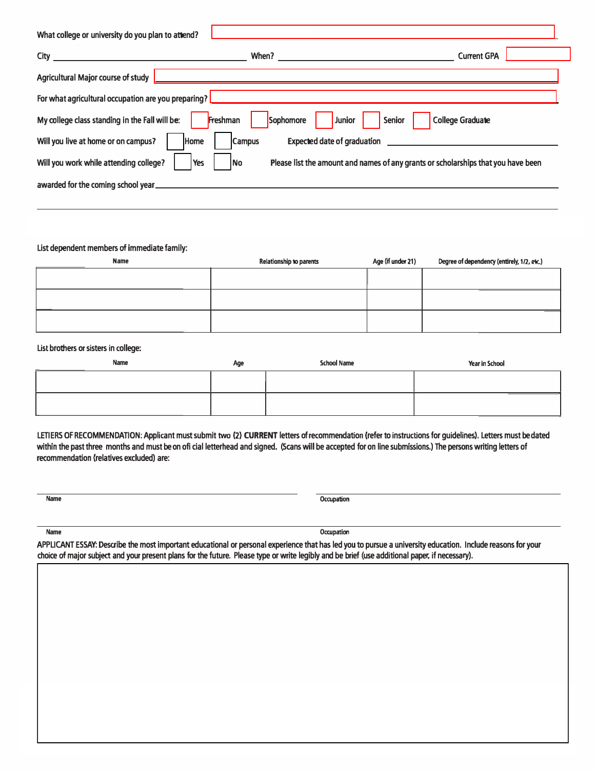What college or university do you plan to attend? ______________________________

City ______________________________ When? ______________________________ Current GPA ________

Agricultural Major course of study ______________________________

For what agricultural occupation are you preparing? ______________________________

My college class standing in the Fall will be: ☐ Freshman ☐ Sophomore ☐ Junior ☐ Senior ☐ College Graduate

Will you live at home or on campus? ☐ Home ☐ Campus Expected date of graduation ______________________________

Will you work while attending college? ☐ Yes ☐ No Please list the amount and names of any grants or scholarships that you have been awarded for the coming school year ______________________________

______________________________

List dependent members of immediate family:

| Name | Relationship to parents | Age (if under 21) | Degree of dependency (entirely, 1/2, etc.) |
|---|---|---|---|
| | | | |
| | | | |
| | | | |

List brothers or sisters in college:

| Name | Age | School Name | Year in School |
|---|---|---|---|
| | | | |
| | | | |

LETIERS OF RECOMMENDATION: Applicant must submit two (2) **CURRENT** letters of recommendation (refer to instructions for guidelines). Letters must be dated within the past three months and must be on ofi cial letterhead and signed. (Scans will be accepted for on line submissions.) The persons writing letters of recommendation (relatives excluded) are:

______________________________ ______________________________
Name Occupation

______________________________ ______________________________
Name Occupation

APPLICANT ESSAY: Describe the most important educational or personal experience that has led you to pursue a university education. Include reasons for your choice of major subject and your present plans for the future. Please type or write legibly and be brief (use additional paper, if necessary).